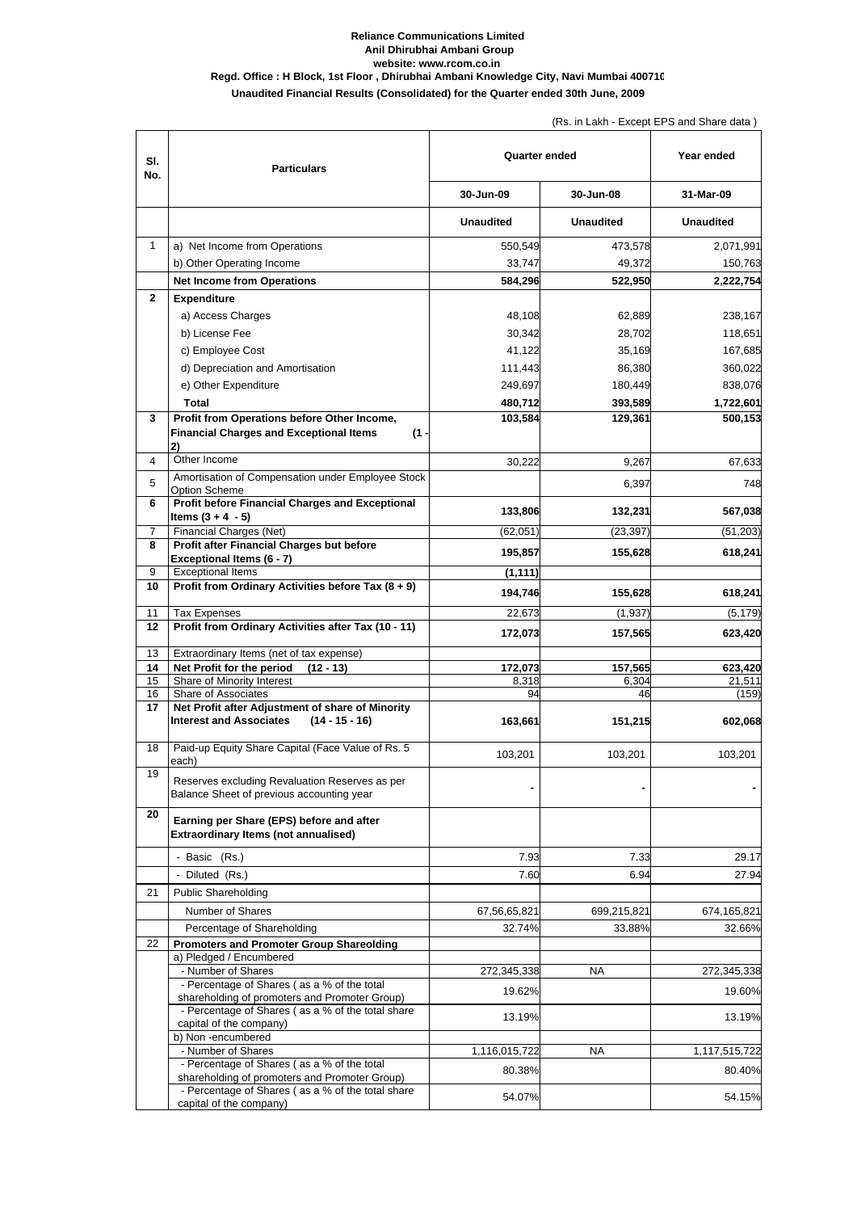**Reliance Communications Limited**
**Anil Dhirubhai Ambani Group**
**website: www.rcom.co.in**
**Regd. Office : H Block, 1st Floor , Dhirubhai Ambani Knowledge City, Navi Mumbai 400710**
**Unaudited Financial Results (Consolidated) for the Quarter ended 30th June, 2009**

(Rs. in Lakh - Except EPS and Share data )

| Sl. No. | Particulars | Quarter ended | | Year ended |
|---|---|---|---|---|
| | | 30-Jun-09 | 30-Jun-08 | 31-Mar-09 |
| | | Unaudited | Unaudited | Unaudited |
| 1 | a) Net Income from Operations | 550,549 | 473,578 | 2,071,991 |
| | b) Other Operating Income | 33,747 | 49,372 | 150,763 |
| | **Net Income from Operations** | **584,296** | **522,950** | **2,222,754** |
| 2 | **Expenditure** | | | |
| | a) Access Charges | 48,108 | 62,889 | 238,167 |
| | b) License Fee | 30,342 | 28,702 | 118,651 |
| | c) Employee Cost | 41,122 | 35,169 | 167,685 |
| | d) Depreciation and Amortisation | 111,443 | 86,380 | 360,022 |
| | e) Other Expenditure | 249,697 | 180,449 | 838,076 |
| | **Total** | **480,712** | **393,589** | **1,722,601** |
| 3 | **Profit from Operations before Other Income, Financial Charges and Exceptional Items (1 - 2)** | **103,584** | **129,361** | **500,153** |
| 4 | Other Income | 30,222 | 9,267 | 67,633 |
| 5 | Amortisation of Compensation under Employee Stock Option Scheme | | 6,397 | 748 |
| 6 | **Profit before Financial Charges and Exceptional Items (3 + 4 - 5)** | **133,806** | **132,231** | **567,038** |
| 7 | Financial Charges (Net) | (62,051) | (23,397) | (51,203) |
| 8 | **Profit after Financial Charges but before Exceptional Items (6 - 7)** | **195,857** | **155,628** | **618,241** |
| 9 | Exceptional Items | **(1,111)** | | |
| 10 | **Profit from Ordinary Activities before Tax (8 + 9)** | **194,746** | **155,628** | **618,241** |
| 11 | Tax Expenses | 22,673 | (1,937) | (5,179) |
| 12 | **Profit from Ordinary Activities after Tax (10 - 11)** | **172,073** | **157,565** | **623,420** |
| 13 | Extraordinary Items (net of tax expense) | | | |
| 14 | **Net Profit for the period (12 - 13)** | **172,073** | **157,565** | **623,420** |
| 15 | Share of Minority Interest | 8,318 | 6,304 | 21,511 |
| 16 | Share of Associates | 94 | 46 | (159) |
| 17 | **Net Profit after Adjustment of share of Minority Interest and Associates (14 - 15 - 16)** | **163,661** | **151,215** | **602,068** |
| 18 | Paid-up Equity Share Capital (Face Value of Rs. 5 each) | 103,201 | 103,201 | 103,201 |
| 19 | Reserves excluding Revaluation Reserves as per Balance Sheet of previous accounting year | - | - | - |
| 20 | **Earning per Share (EPS) before and after Extraordinary Items (not annualised)** | | | |
| | - Basic (Rs.) | 7.93 | 7.33 | 29.17 |
| | - Diluted (Rs.) | 7.60 | 6.94 | 27.94 |
| 21 | Public Shareholding | | | |
| | Number of Shares | 67,56,65,821 | 699,215,821 | 674,165,821 |
| | Percentage of Shareholding | 32.74% | 33.88% | 32.66% |
| 22 | **Promoters and Promoter Group Shareolding** | | | |
| | a) Pledged / Encumbered | | | |
| | - Number of Shares | 272,345,338 | NA | 272,345,338 |
| | - Percentage of Shares ( as a % of the total shareholding of promoters and Promoter Group) | 19.62% | | 19.60% |
| | - Percentage of Shares ( as a % of the total share capital of the company) | 13.19% | | 13.19% |
| | b) Non -encumbered | | | |
| | - Number of Shares | 1,116,015,722 | NA | 1,117,515,722 |
| | - Percentage of Shares ( as a % of the total shareholding of promoters and Promoter Group) | 80.38% | | 80.40% |
| | - Percentage of Shares ( as a % of the total share capital of the company) | 54.07% | | 54.15% |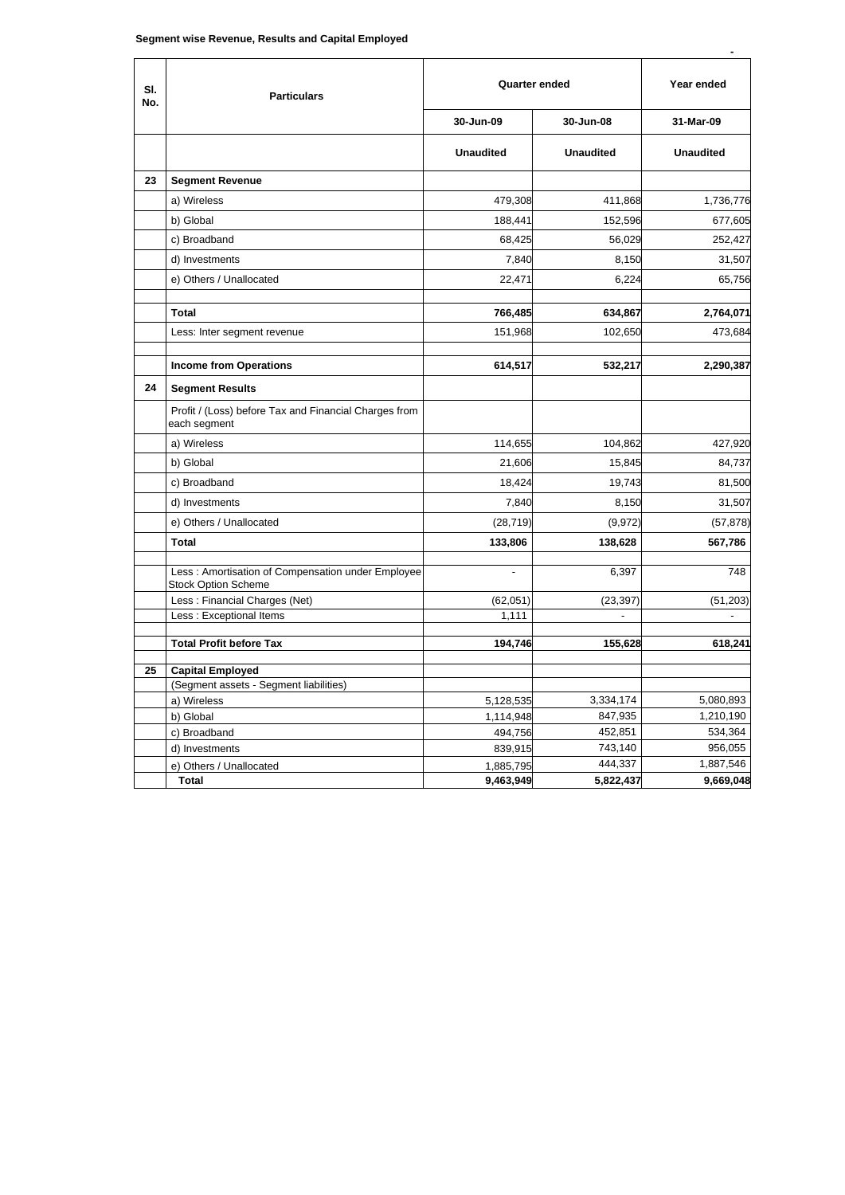**Segment wise Revenue, Results and Capital Employed**

| Sl. No. | Particulars | Quarter ended | | Year ended |
|---|---|---|---|---|
| | | 30-Jun-09 | 30-Jun-08 | 31-Mar-09 |
| | | Unaudited | Unaudited | Unaudited |
| 23 | **Segment Revenue** | | | |
| | a) Wireless | 479,308 | 411,868 | 1,736,776 |
| | b) Global | 188,441 | 152,596 | 677,605 |
| | c) Broadband | 68,425 | 56,029 | 252,427 |
| | d) Investments | 7,840 | 8,150 | 31,507 |
| | e) Others / Unallocated | 22,471 | 6,224 | 65,756 |
| | **Total** | **766,485** | **634,867** | **2,764,071** |
| | Less: Inter segment revenue | 151,968 | 102,650 | 473,684 |
| | **Income from Operations** | **614,517** | **532,217** | **2,290,387** |
| 24 | **Segment Results** | | | |
| | Profit / (Loss) before Tax and Financial Charges from each segment | | | |
| | a) Wireless | 114,655 | 104,862 | 427,920 |
| | b) Global | 21,606 | 15,845 | 84,737 |
| | c) Broadband | 18,424 | 19,743 | 81,500 |
| | d) Investments | 7,840 | 8,150 | 31,507 |
| | e) Others / Unallocated | (28,719) | (9,972) | (57,878) |
| | **Total** | **133,806** | **138,628** | **567,786** |
| | Less : Amortisation of Compensation under Employee Stock Option Scheme | - | 6,397 | 748 |
| | Less : Financial Charges (Net) | (62,051) | (23,397) | (51,203) |
| | Less : Exceptional Items | 1,111 | - | - |
| | **Total Profit before Tax** | **194,746** | **155,628** | **618,241** |
| 25 | **Capital Employed** | | | |
| | (Segment assets - Segment liabilities) | | | |
| | a) Wireless | 5,128,535 | 3,334,174 | 5,080,893 |
| | b) Global | 1,114,948 | 847,935 | 1,210,190 |
| | c) Broadband | 494,756 | 452,851 | 534,364 |
| | d) Investments | 839,915 | 743,140 | 956,055 |
| | e) Others / Unallocated | 1,885,795 | 444,337 | 1,887,546 |
| | **Total** | **9,463,949** | **5,822,437** | **9,669,048** |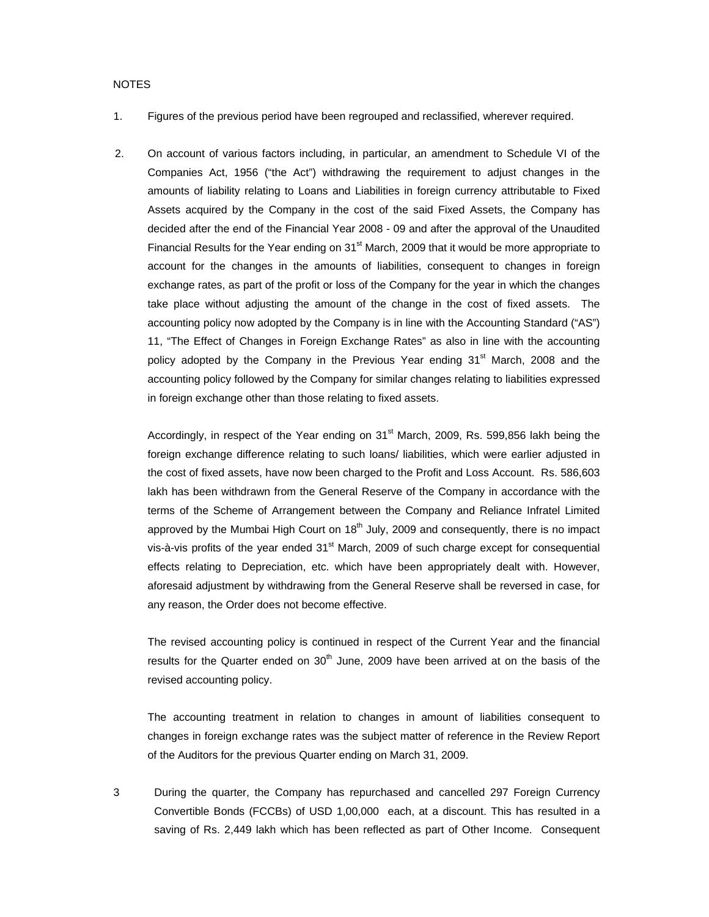NOTES

1. Figures of the previous period have been regrouped and reclassified, wherever required.

2. On account of various factors including, in particular, an amendment to Schedule VI of the Companies Act, 1956 ("the Act") withdrawing the requirement to adjust changes in the amounts of liability relating to Loans and Liabilities in foreign currency attributable to Fixed Assets acquired by the Company in the cost of the said Fixed Assets, the Company has decided after the end of the Financial Year 2008 - 09 and after the approval of the Unaudited Financial Results for the Year ending on 31st March, 2009 that it would be more appropriate to account for the changes in the amounts of liabilities, consequent to changes in foreign exchange rates, as part of the profit or loss of the Company for the year in which the changes take place without adjusting the amount of the change in the cost of fixed assets. The accounting policy now adopted by the Company is in line with the Accounting Standard ("AS") 11, "The Effect of Changes in Foreign Exchange Rates" as also in line with the accounting policy adopted by the Company in the Previous Year ending 31st March, 2008 and the accounting policy followed by the Company for similar changes relating to liabilities expressed in foreign exchange other than those relating to fixed assets.

   Accordingly, in respect of the Year ending on 31st March, 2009, Rs. 599,856 lakh being the foreign exchange difference relating to such loans/ liabilities, which were earlier adjusted in the cost of fixed assets, have now been charged to the Profit and Loss Account. Rs. 586,603 lakh has been withdrawn from the General Reserve of the Company in accordance with the terms of the Scheme of Arrangement between the Company and Reliance Infratel Limited approved by the Mumbai High Court on 18th July, 2009 and consequently, there is no impact vis-à-vis profits of the year ended 31st March, 2009 of such charge except for consequential effects relating to Depreciation, etc. which have been appropriately dealt with. However, aforesaid adjustment by withdrawing from the General Reserve shall be reversed in case, for any reason, the Order does not become effective.

   The revised accounting policy is continued in respect of the Current Year and the financial results for the Quarter ended on 30th June, 2009 have been arrived at on the basis of the revised accounting policy.

   The accounting treatment in relation to changes in amount of liabilities consequent to changes in foreign exchange rates was the subject matter of reference in the Review Report of the Auditors for the previous Quarter ending on March 31, 2009.

3. During the quarter, the Company has repurchased and cancelled 297 Foreign Currency Convertible Bonds (FCCBs) of USD 1,00,000 each, at a discount. This has resulted in a saving of Rs. 2,449 lakh which has been reflected as part of Other Income. Consequent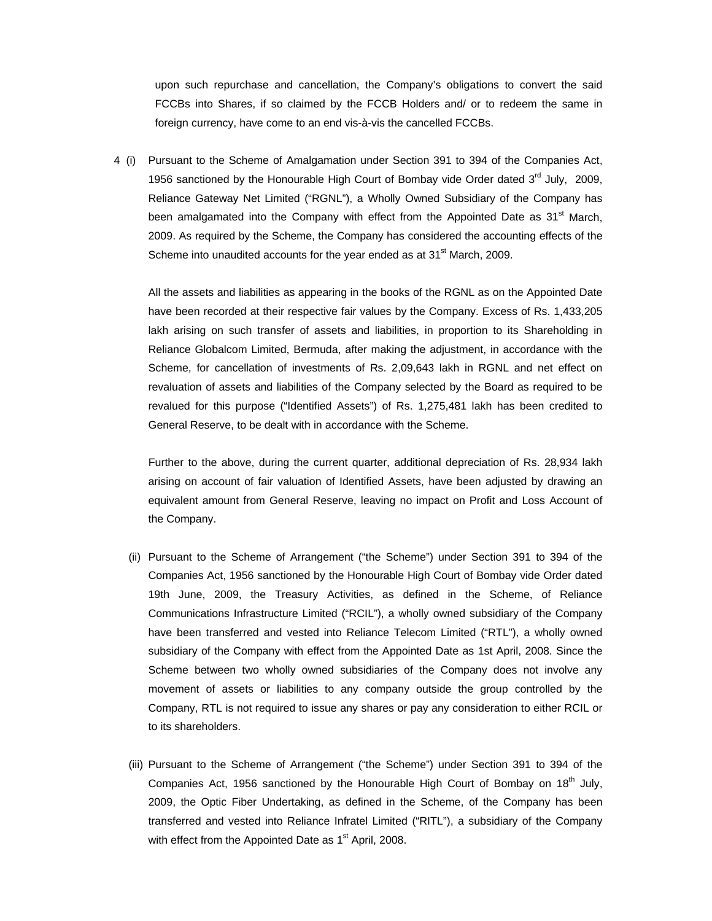upon such repurchase and cancellation, the Company's obligations to convert the said FCCBs into Shares, if so claimed by the FCCB Holders and/ or to redeem the same in foreign currency, have come to an end vis-à-vis the cancelled FCCBs.

4 (i) Pursuant to the Scheme of Amalgamation under Section 391 to 394 of the Companies Act, 1956 sanctioned by the Honourable High Court of Bombay vide Order dated 3rd July, 2009, Reliance Gateway Net Limited ("RGNL"), a Wholly Owned Subsidiary of the Company has been amalgamated into the Company with effect from the Appointed Date as 31st March, 2009. As required by the Scheme, the Company has considered the accounting effects of the Scheme into unaudited accounts for the year ended as at 31st March, 2009.

All the assets and liabilities as appearing in the books of the RGNL as on the Appointed Date have been recorded at their respective fair values by the Company. Excess of Rs. 1,433,205 lakh arising on such transfer of assets and liabilities, in proportion to its Shareholding in Reliance Globalcom Limited, Bermuda, after making the adjustment, in accordance with the Scheme, for cancellation of investments of Rs. 2,09,643 lakh in RGNL and net effect on revaluation of assets and liabilities of the Company selected by the Board as required to be revalued for this purpose ("Identified Assets") of Rs. 1,275,481 lakh has been credited to General Reserve, to be dealt with in accordance with the Scheme.

Further to the above, during the current quarter, additional depreciation of Rs. 28,934 lakh arising on account of fair valuation of Identified Assets, have been adjusted by drawing an equivalent amount from General Reserve, leaving no impact on Profit and Loss Account of the Company.

(ii) Pursuant to the Scheme of Arrangement ("the Scheme") under Section 391 to 394 of the Companies Act, 1956 sanctioned by the Honourable High Court of Bombay vide Order dated 19th June, 2009, the Treasury Activities, as defined in the Scheme, of Reliance Communications Infrastructure Limited ("RCIL"), a wholly owned subsidiary of the Company have been transferred and vested into Reliance Telecom Limited ("RTL"), a wholly owned subsidiary of the Company with effect from the Appointed Date as 1st April, 2008. Since the Scheme between two wholly owned subsidiaries of the Company does not involve any movement of assets or liabilities to any company outside the group controlled by the Company, RTL is not required to issue any shares or pay any consideration to either RCIL or to its shareholders.

(iii) Pursuant to the Scheme of Arrangement ("the Scheme") under Section 391 to 394 of the Companies Act, 1956 sanctioned by the Honourable High Court of Bombay on 18th July, 2009, the Optic Fiber Undertaking, as defined in the Scheme, of the Company has been transferred and vested into Reliance Infratel Limited ("RITL"), a subsidiary of the Company with effect from the Appointed Date as 1st April, 2008.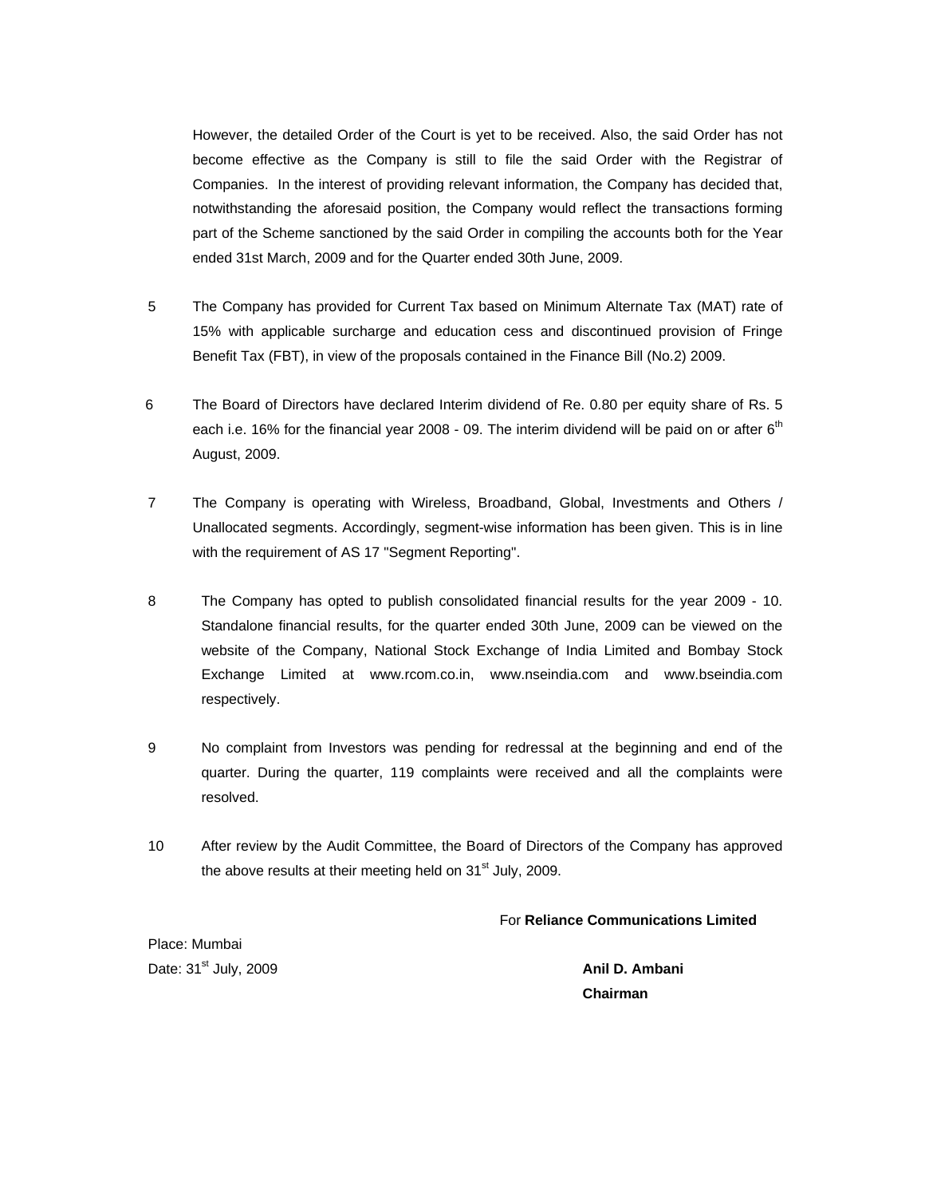However, the detailed Order of the Court is yet to be received. Also, the said Order has not become effective as the Company is still to file the said Order with the Registrar of Companies. In the interest of providing relevant information, the Company has decided that, notwithstanding the aforesaid position, the Company would reflect the transactions forming part of the Scheme sanctioned by the said Order in compiling the accounts both for the Year ended 31st March, 2009 and for the Quarter ended 30th June, 2009.

5. The Company has provided for Current Tax based on Minimum Alternate Tax (MAT) rate of 15% with applicable surcharge and education cess and discontinued provision of Fringe Benefit Tax (FBT), in view of the proposals contained in the Finance Bill (No.2) 2009.

6. The Board of Directors have declared Interim dividend of Re. 0.80 per equity share of Rs. 5 each i.e. 16% for the financial year 2008 - 09. The interim dividend will be paid on or after 6th August, 2009.

7. The Company is operating with Wireless, Broadband, Global, Investments and Others / Unallocated segments. Accordingly, segment-wise information has been given. This is in line with the requirement of AS 17 "Segment Reporting".

8. The Company has opted to publish consolidated financial results for the year 2009 - 10. Standalone financial results, for the quarter ended 30th June, 2009 can be viewed on the website of the Company, National Stock Exchange of India Limited and Bombay Stock Exchange Limited at www.rcom.co.in, www.nseindia.com and www.bseindia.com respectively.

9. No complaint from Investors was pending for redressal at the beginning and end of the quarter. During the quarter, 119 complaints were received and all the complaints were resolved.

10. After review by the Audit Committee, the Board of Directors of the Company has approved the above results at their meeting held on 31st July, 2009.

For **Reliance Communications Limited**

Place: Mumbai
Date: 31st July, 2009

**Anil D. Ambani**
**Chairman**